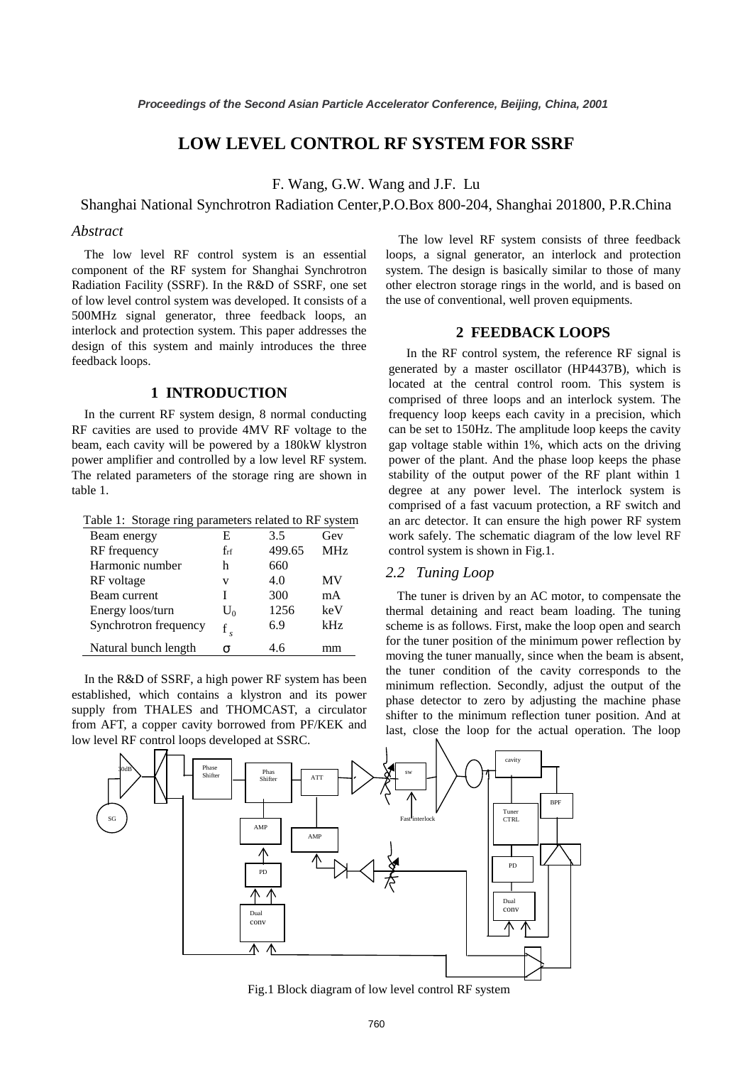# LOW LEVEL CONTROL RF SYSTEM FOR SSRF

F. Wang, G.W. Wang and J.F. Lu

Shanghai National Synchrotron Radiation Center,P.O.Box 800-204, Shanghai 201800, P.R.China

## *Abstract*

The low level RF control system is an essential component of the RF system for Shanghai Synchrotron Radiation Facility (SSRF). In the R&D of SSRF, one set of low level control system was developed. It consists of a 500MHz signal generator, three feedback loops, an interlock and protection system. This paper addresses the design of this system and mainly introduces the three feedback loops.

## 1 INTRODUCTION

In the current RF system design, 8 normal conducting RF cavities are used to provide 4MV RF voltage to the beam, each cavity will be powered by a 180kW klystron power amplifier and controlled by a low level RF system. The related parameters of the storage ring are shown in table 1.

Table 1: Storage ring parameters related to RF system

| Beam energy | E | 3.5 | Gev |
|---|---|---|---|
| RF frequency | $f_{rf}$ | 499.65 | MHz |
| Harmonic number | h | 660 | |
| RF voltage | v | 4.0 | MV |
| Beam current | I | 300 | mA |
| Energy loos/turn | $U_0$ | 1256 | keV |
| Synchrotron frequency | $f_s$ | 6.9 | kHz |
| Natural bunch length | $\sigma$ | 4.6 | mm |

In the R&D of SSRF, a high power RF system has been established, which contains a klystron and its power supply from THALES and THOMCAST, a circulator from AFT, a copper cavity borrowed from PF/KEK and low level RF control loops developed at SSRC.

The low level RF system consists of three feedback loops, a signal generator, an interlock and protection system. The design is basically similar to those of many other electron storage rings in the world, and is based on the use of conventional, well proven equipments.

## 2 FEEDBACK LOOPS

In the RF control system, the reference RF signal is generated by a master oscillator (HP4437B), which is located at the central control room. This system is comprised of three loops and an interlock system. The frequency loop keeps each cavity in a precision, which can be set to 150Hz. The amplitude loop keeps the cavity gap voltage stable within 1%, which acts on the driving power of the plant. And the phase loop keeps the phase stability of the output power of the RF plant within 1 degree at any power level. The interlock system is comprised of a fast vacuum protection, a RF switch and an arc detector. It can ensure the high power RF system work safely. The schematic diagram of the low level RF control system is shown in Fig.1.

### *2.2 Tuning Loop*

The tuner is driven by an AC motor, to compensate the thermal detaining and react beam loading. The tuning scheme is as follows. First, make the loop open and search for the tuner position of the minimum power reflection by moving the tuner manually, since when the beam is absent, the tuner condition of the cavity corresponds to the minimum reflection. Secondly, adjust the output of the phase detector to zero by adjusting the machine phase shifter to the minimum reflection tuner position. And at last, close the loop for the actual operation. The loop

Fig.1 Block diagram of low level control RF system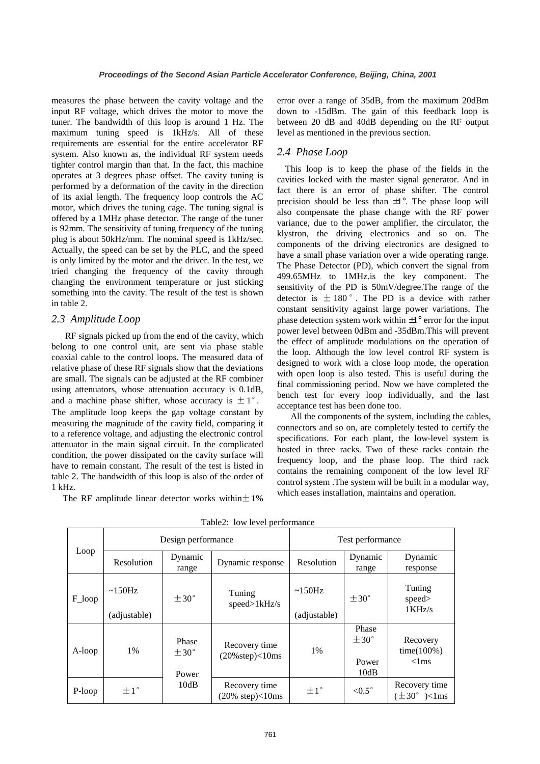measures the phase between the cavity voltage and the input RF voltage, which drives the motor to move the tuner. The bandwidth of this loop is around 1 Hz. The maximum tuning speed is 1kHz/s. All of these requirements are essential for the entire accelerator RF system. Also known as, the individual RF system needs tighter control margin than that. In the fact, this machine operates at 3 degrees phase offset. The cavity tuning is performed by a deformation of the cavity in the direction of its axial length. The frequency loop controls the AC motor, which drives the tuning cage. The tuning signal is offered by a 1MHz phase detector. The range of the tuner is 92mm. The sensitivity of tuning frequency of the tuning plug is about 50kHz/mm. The nominal speed is 1kHz/sec. Actually, the speed can be set by the PLC, and the speed is only limited by the motor and the driver. In the test, we tried changing the frequency of the cavity through changing the environment temperature or just sticking something into the cavity. The result of the test is shown in table 2.

## *2.3 Amplitude Loop*

RF signals picked up from the end of the cavity, which belong to one control unit, are sent via phase stable coaxial cable to the control loops. The measured data of relative phase of these RF signals show that the deviations are small. The signals can be adjusted at the RF combiner using attenuators, whose attenuation accuracy is 0.1dB, and a machine phase shifter, whose accuracy is ±1°. The amplitude loop keeps the gap voltage constant by measuring the magnitude of the cavity field, comparing it to a reference voltage, and adjusting the electronic control attenuator in the main signal circuit. In the complicated condition, the power dissipated on the cavity surface will have to remain constant. The result of the test is listed in table 2. The bandwidth of this loop is also of the order of 1 kHz.

The RF amplitude linear detector works within±1% error over a range of 35dB, from the maximum 20dBm down to -15dBm. The gain of this feedback loop is between 20 dB and 40dB depending on the RF output level as mentioned in the previous section.

## *2.4 Phase Loop*

This loop is to keep the phase of the fields in the cavities locked with the master signal generator. And in fact there is an error of phase shifter. The control precision should be less than ±1°. The phase loop will also compensate the phase change with the RF power variance, due to the power amplifier, the circulator, the klystron, the driving electronics and so on. The components of the driving electronics are designed to have a small phase variation over a wide operating range. The Phase Detector (PD), which convert the signal from 499.65MHz to 1MHz.is the key component. The sensitivity of the PD is 50mV/degree.The range of the detector is ±180°. The PD is a device with rather constant sensitivity against large power variations. The phase detection system work within ±1° error for the input power level between 0dBm and -35dBm.This will prevent the effect of amplitude modulations on the operation of the loop. Although the low level control RF system is designed to work with a close loop mode, the operation with open loop is also tested. This is useful during the final commissioning period. Now we have completed the bench test for every loop individually, and the last acceptance test has been done too.

All the components of the system, including the cables, connectors and so on, are completely tested to certify the specifications. For each plant, the low-level system is hosted in three racks. Two of these racks contain the frequency loop, and the phase loop. The third rack contains the remaining component of the low level RF control system .The system will be built in a modular way, which eases installation, maintains and operation.

Table2: low level performance

| Loop | Design performance | | | Test performance | | |
|---|---|---|---|---|---|---|
| | Resolution | Dynamic range | Dynamic response | Resolution | Dynamic range | Dynamic response |
| F_loop | ~150Hz (adjustable) | ±30° | Tuning speed>1kHz/s | ~150Hz (adjustable) | ±30° | Tuning speed> 1KHz/s |
| A-loop | 1% | Phase ±30° Power 10dB | Recovery time (20%step)<10ms | 1% | Phase ±30° Power 10dB | Recovery time(100%) <1ms |
| P-loop | ±1° | | Recovery time (20% step)<10ms | ±1° | <0.5° | Recovery time (±30° )<1ms |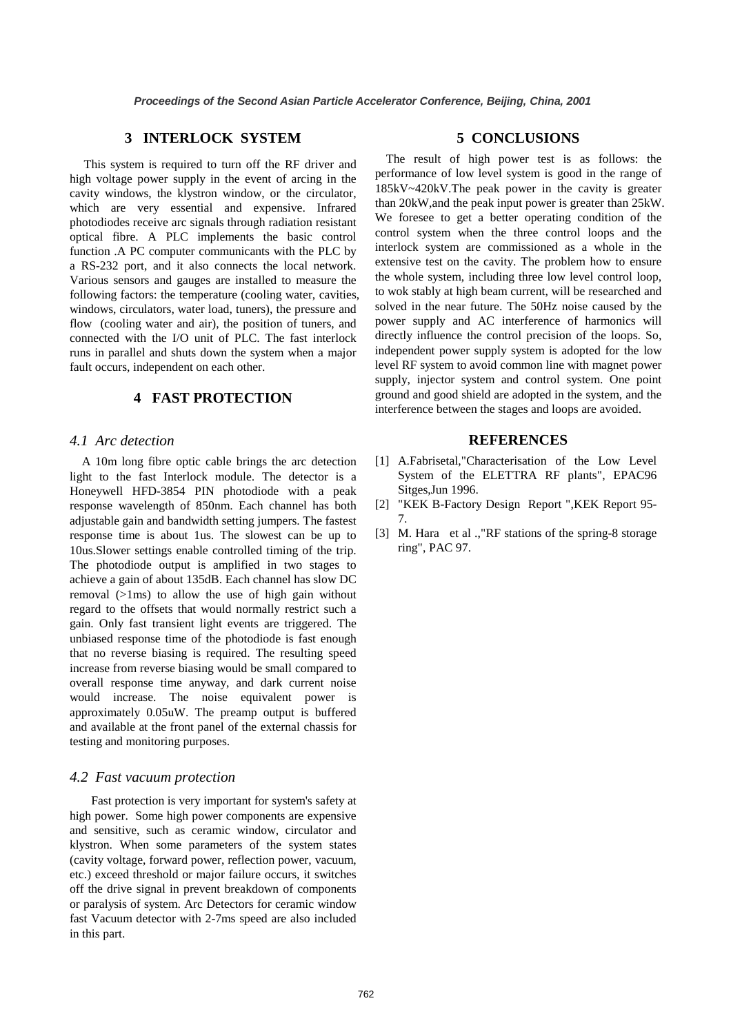## 3 INTERLOCK SYSTEM

This system is required to turn off the RF driver and high voltage power supply in the event of arcing in the cavity windows, the klystron window, or the circulator, which are very essential and expensive. Infrared photodiodes receive arc signals through radiation resistant optical fibre. A PLC implements the basic control function .A PC computer communicants with the PLC by a RS-232 port, and it also connects the local network. Various sensors and gauges are installed to measure the following factors: the temperature (cooling water, cavities, windows, circulators, water load, tuners), the pressure and flow (cooling water and air), the position of tuners, and connected with the I/O unit of PLC. The fast interlock runs in parallel and shuts down the system when a major fault occurs, independent on each other.

## 4 FAST PROTECTION

### *4.1 Arc detection*

A 10m long fibre optic cable brings the arc detection light to the fast Interlock module. The detector is a Honeywell HFD-3854 PIN photodiode with a peak response wavelength of 850nm. Each channel has both adjustable gain and bandwidth setting jumpers. The fastest response time is about 1us. The slowest can be up to 10us.Slower settings enable controlled timing of the trip. The photodiode output is amplified in two stages to achieve a gain of about 135dB. Each channel has slow DC removal (>1ms) to allow the use of high gain without regard to the offsets that would normally restrict such a gain. Only fast transient light events are triggered. The unbiased response time of the photodiode is fast enough that no reverse biasing is required. The resulting speed increase from reverse biasing would be small compared to overall response time anyway, and dark current noise would increase. The noise equivalent power is approximately 0.05uW. The preamp output is buffered and available at the front panel of the external chassis for testing and monitoring purposes.

### *4.2 Fast vacuum protection*

Fast protection is very important for system's safety at high power. Some high power components are expensive and sensitive, such as ceramic window, circulator and klystron. When some parameters of the system states (cavity voltage, forward power, reflection power, vacuum, etc.) exceed threshold or major failure occurs, it switches off the drive signal in prevent breakdown of components or paralysis of system. Arc Detectors for ceramic window fast Vacuum detector with 2-7ms speed are also included in this part.

## 5 CONCLUSIONS

The result of high power test is as follows: the performance of low level system is good in the range of 185kV~420kV.The peak power in the cavity is greater than 20kW,and the peak input power is greater than 25kW. We foresee to get a better operating condition of the control system when the three control loops and the interlock system are commissioned as a whole in the extensive test on the cavity. The problem how to ensure the whole system, including three low level control loop, to wok stably at high beam current, will be researched and solved in the near future. The 50Hz noise caused by the power supply and AC interference of harmonics will directly influence the control precision of the loops. So, independent power supply system is adopted for the low level RF system to avoid common line with magnet power supply, injector system and control system. One point ground and good shield are adopted in the system, and the interference between the stages and loops are avoided.

## REFERENCES

[1] A.Fabrisetal,"Characterisation of the Low Level System of the ELETTRA RF plants", EPAC96 Sitges,Jun 1996.

[2] "KEK B-Factory Design Report ",KEK Report 95-7.

[3] M. Hara et al .,"RF stations of the spring-8 storage ring", PAC 97.